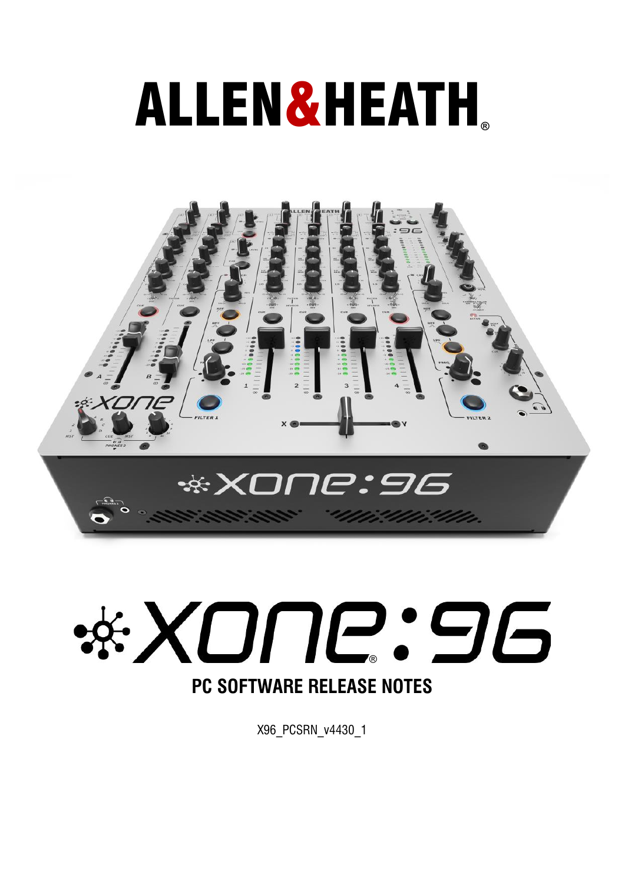# ALLEN&HEATH

# XONE:96

## PC SOFTWARE RELEASE NOTES

X96_PCSRN_v4430_1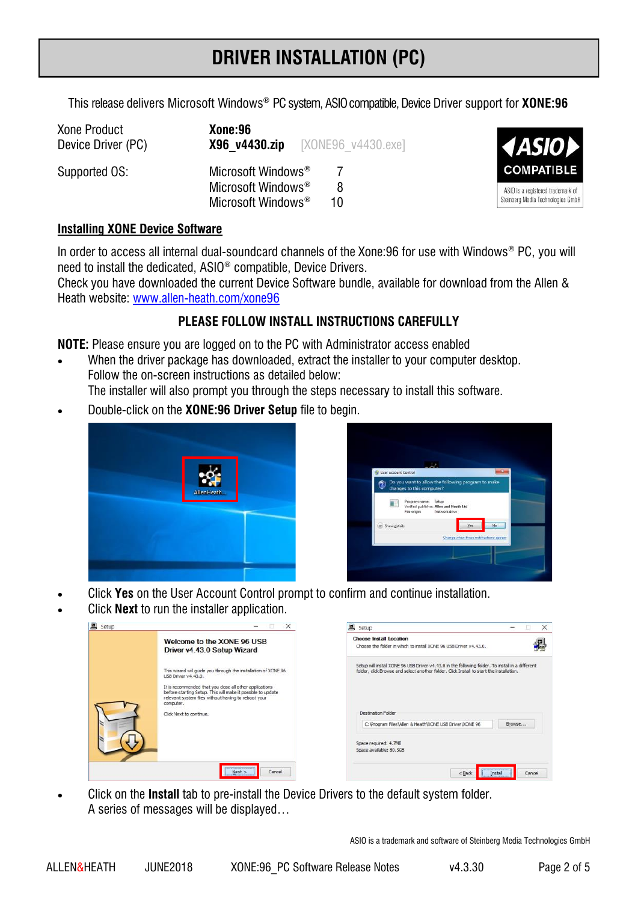# DRIVER INSTALLATION (PC)

This release delivers Microsoft Windows® PC system, ASIO compatible, Device Driver support for **XONE:96**

| | | |
|---|---|---|
| Xone Product | **Xone:96** | |
| Device Driver (PC) | **X96_v4430.zip** | [XONE96_v4430.exe] |
| Supported OS: | Microsoft Windows® | 7 |
| | Microsoft Windows® | 8 |
| | Microsoft Windows® | 10 |

ASIO COMPATIBLE
ASIO is a registered trademark of Steinberg Media Technologies GmbH

## Installing XONE Device Software

In order to access all internal dual-soundcard channels of the Xone:96 for use with Windows® PC, you will need to install the dedicated, ASIO® compatible, Device Drivers.
Check you have downloaded the current Device Software bundle, available for download from the Allen & Heath website: www.allen-heath.com/xone96

### PLEASE FOLLOW INSTALL INSTRUCTIONS CAREFULLY

**NOTE:** Please ensure you are logged on to the PC with Administrator access enabled

- When the driver package has downloaded, extract the installer to your computer desktop.
  Follow the on-screen instructions as detailed below:
  The installer will also prompt you through the steps necessary to install this software.
- Double-click on the **XONE:96 Driver Setup** file to begin.

- Click **Yes** on the User Account Control prompt to confirm and continue installation.
- Click **Next** to run the installer application.

- Click on the **Install** tab to pre-install the Device Drivers to the default system folder.
  A series of messages will be displayed…

ASIO is a trademark and software of Steinberg Media Technologies GmbH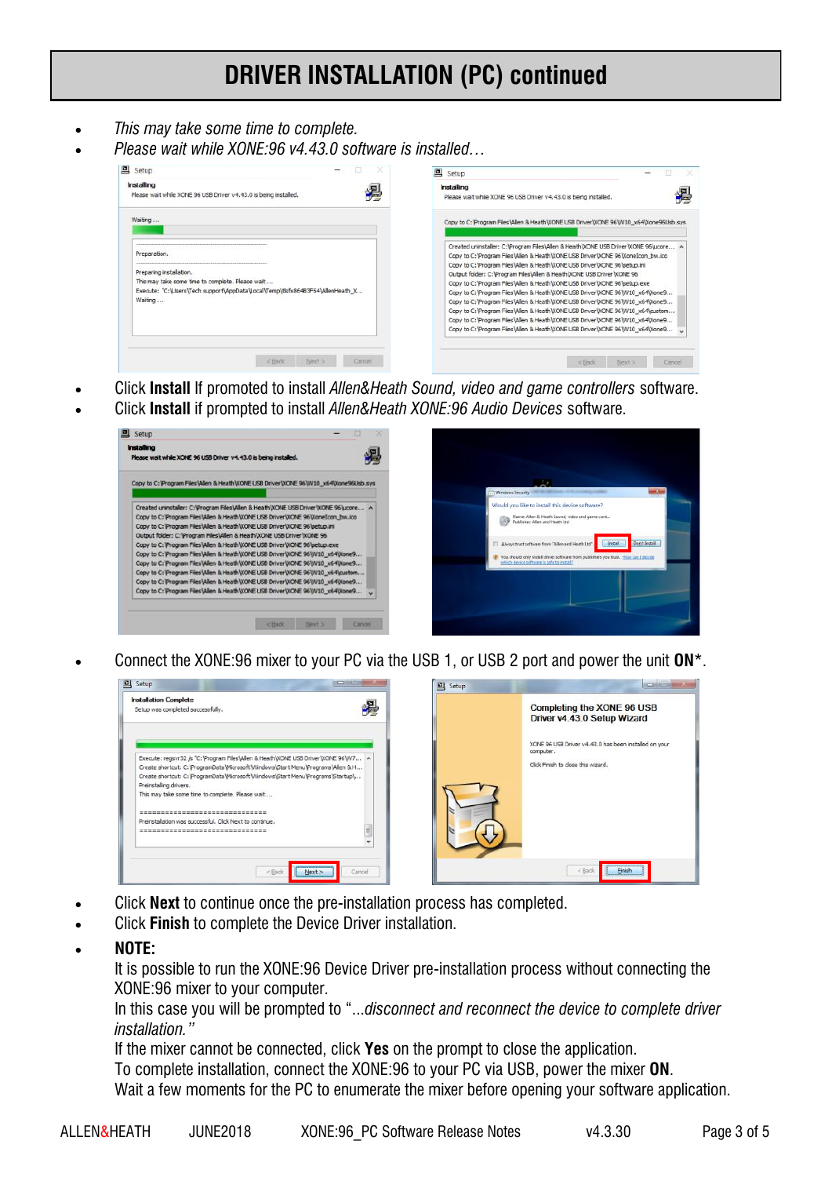# DRIVER INSTALLATION (PC) continued

- *This may take some time to complete.*
- *Please wait while XONE:96 v4.43.0 software is installed…*

- Click **Install** If promoted to install *Allen&Heath Sound, video and game controllers* software.
- Click **Install** if prompted to install *Allen&Heath XONE:96 Audio Devices* software.

- Connect the XONE:96 mixer to your PC via the USB 1, or USB 2 port and power the unit **ON***.

- Click **Next** to continue once the pre-installation process has completed.
- Click **Finish** to complete the Device Driver installation.
- **NOTE:**
  It is possible to run the XONE:96 Device Driver pre-installation process without connecting the XONE:96 mixer to your computer.
  In this case you will be prompted to "…*disconnect and reconnect the device to complete driver installation."*
  If the mixer cannot be connected, click **Yes** on the prompt to close the application.
  To complete installation, connect the XONE:96 to your PC via USB, power the mixer **ON**.
  Wait a few moments for the PC to enumerate the mixer before opening your software application.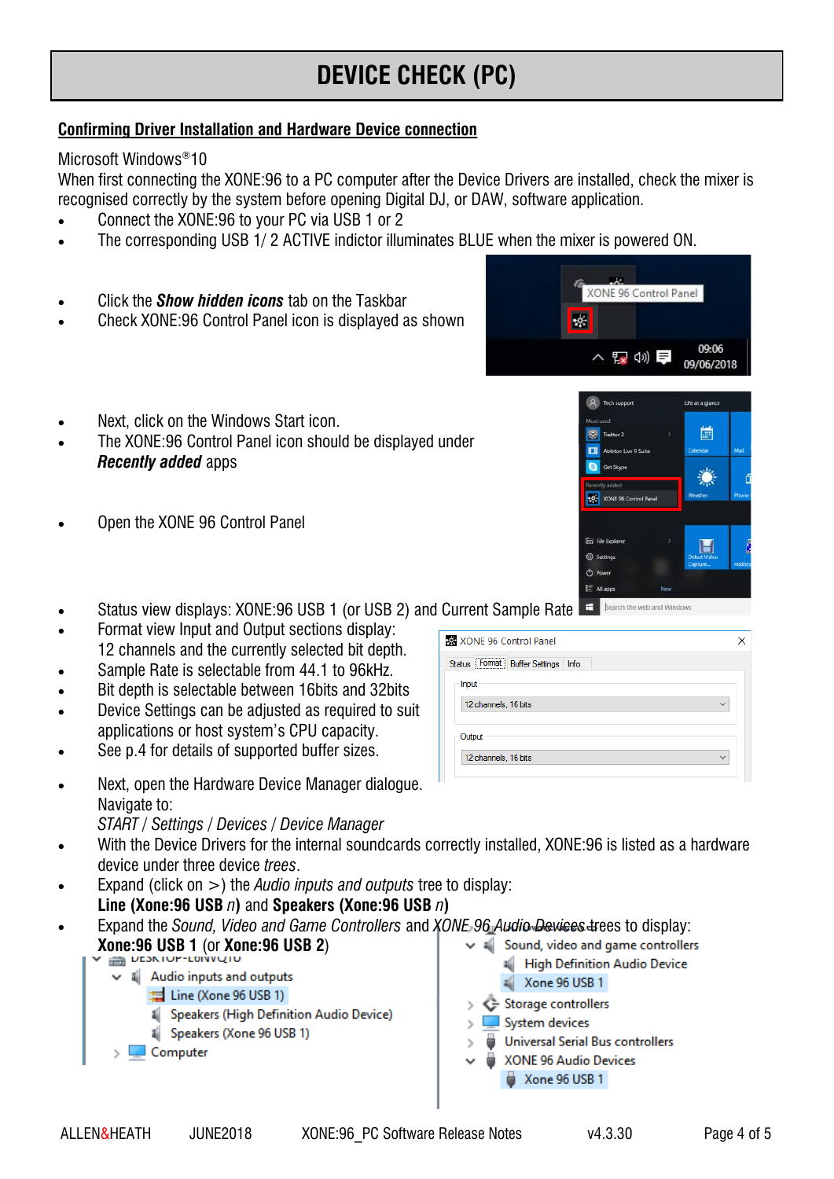# DEVICE CHECK (PC)

## Confirming Driver Installation and Hardware Device connection

Microsoft Windows®10

When first connecting the XONE:96 to a PC computer after the Device Drivers are installed, check the mixer is recognised correctly by the system before opening Digital DJ, or DAW, software application.

- Connect the XONE:96 to your PC via USB 1 or 2
- The corresponding USB 1/ 2 ACTIVE indictor illuminates BLUE when the mixer is powered ON.

- Click the ***Show hidden icons*** tab on the Taskbar
- Check XONE:96 Control Panel icon is displayed as shown

- Next, click on the Windows Start icon.
- The XONE:96 Control Panel icon should be displayed under ***Recently added*** apps

- Open the XONE 96 Control Panel

- Status view displays: XONE:96 USB 1 (or USB 2) and Current Sample Rate
- Format view Input and Output sections display: 12 channels and the currently selected bit depth.
- Sample Rate is selectable from 44.1 to 96kHz.
- Bit depth is selectable between 16bits and 32bits
- Device Settings can be adjusted as required to suit applications or host system's CPU capacity.
- See p.4 for details of supported buffer sizes.

- Next, open the Hardware Device Manager dialogue. Navigate to: *START* / *Settings* / *Devices* / *Device Manager*
- With the Device Drivers for the internal soundcards correctly installed, XONE:96 is listed as a hardware device under three device *trees*.
- Expand (click on >) the *Audio inputs and outputs* tree to display: **Line (Xone:96 USB** *n***)** and **Speakers (Xone:96 USB** *n***)**
- Expand the *Sound, Video and Game Controllers* and *XONE 96 Audio Devices* trees to display: **Xone:96 USB 1** (or **Xone:96 USB 2**)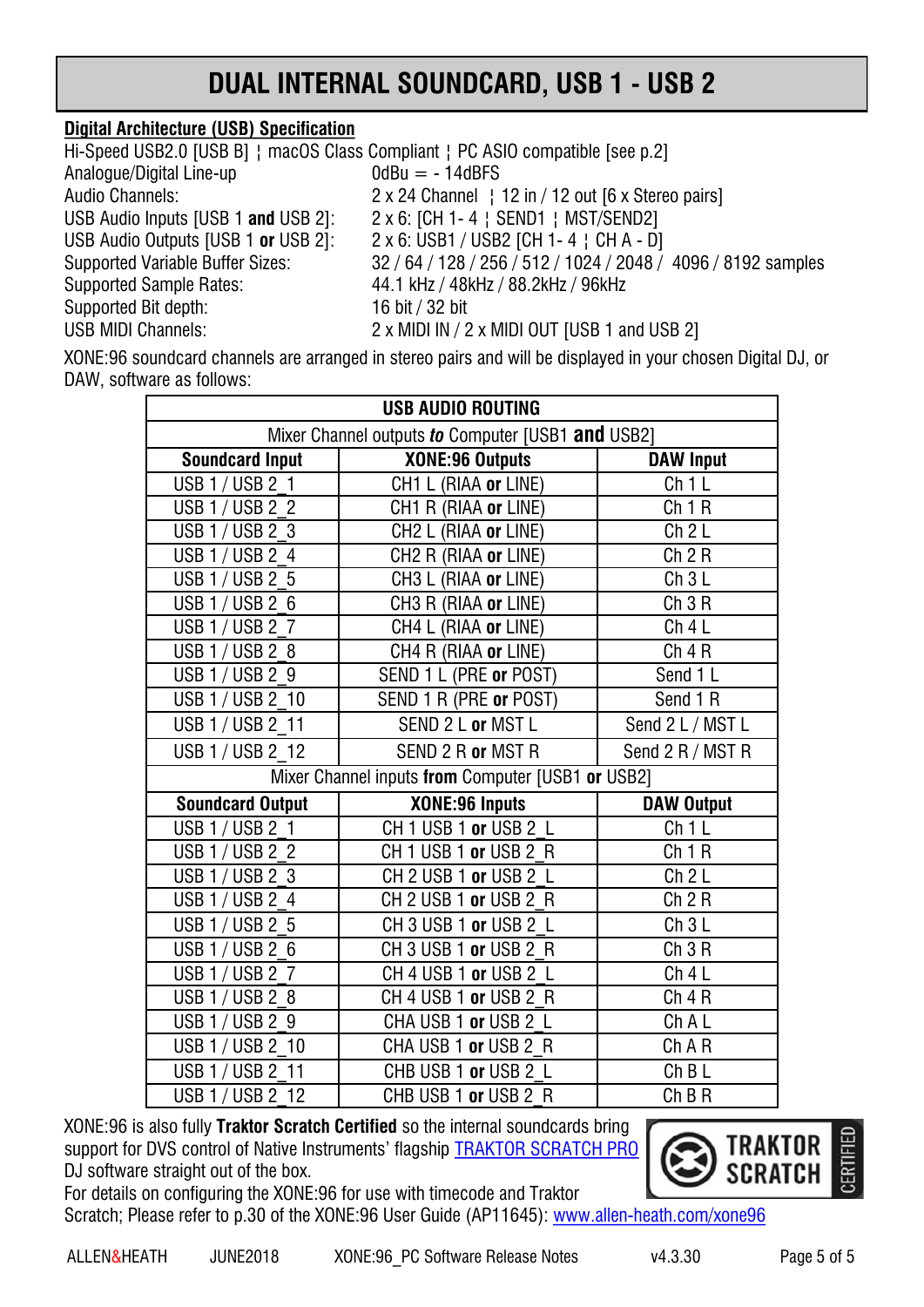# DUAL INTERNAL SOUNDCARD, USB 1 - USB 2

## Digital Architecture (USB) Specification

Hi-Speed USB2.0 [USB B] ¦ macOS Class Compliant ¦ PC ASIO compatible [see p.2]

| | |
|---|---|
| Analogue/Digital Line-up | 0dBu = - 14dBFS |
| Audio Channels: | 2 x 24 Channel ¦ 12 in / 12 out [6 x Stereo pairs] |
| USB Audio Inputs [USB 1 **and** USB 2]: | 2 x 6: [CH 1- 4 ¦ SEND1 ¦ MST/SEND2] |
| USB Audio Outputs [USB 1 **or** USB 2]: | 2 x 6: USB1 / USB2 [CH 1- 4 ¦ CH A - D] |
| Supported Variable Buffer Sizes: | 32 / 64 / 128 / 256 / 512 / 1024 / 2048 / 4096 / 8192 samples |
| Supported Sample Rates: | 44.1 kHz / 48kHz / 88.2kHz / 96kHz |
| Supported Bit depth: | 16 bit / 32 bit |
| USB MIDI Channels: | 2 x MIDI IN / 2 x MIDI OUT [USB 1 and USB 2] |

XONE:96 soundcard channels are arranged in stereo pairs and will be displayed in your chosen Digital DJ, or DAW, software as follows:

| USB AUDIO ROUTING | | |
|---|---|---|
| Mixer Channel outputs ***to*** Computer [USB1 **and** USB2] | | |
| **Soundcard Input** | **XONE:96 Outputs** | **DAW Input** |
| USB 1 / USB 2_1 | CH1 L (RIAA **or** LINE) | Ch 1 L |
| USB 1 / USB 2_2 | CH1 R (RIAA **or** LINE) | Ch 1 R |
| USB 1 / USB 2_3 | CH2 L (RIAA **or** LINE) | Ch 2 L |
| USB 1 / USB 2_4 | CH2 R (RIAA **or** LINE) | Ch 2 R |
| USB 1 / USB 2_5 | CH3 L (RIAA **or** LINE) | Ch 3 L |
| USB 1 / USB 2_6 | CH3 R (RIAA **or** LINE) | Ch 3 R |
| USB 1 / USB 2_7 | CH4 L (RIAA **or** LINE) | Ch 4 L |
| USB 1 / USB 2_8 | CH4 R (RIAA **or** LINE) | Ch 4 R |
| USB 1 / USB 2_9 | SEND 1 L (PRE **or** POST) | Send 1 L |
| USB 1 / USB 2_10 | SEND 1 R (PRE **or** POST) | Send 1 R |
| USB 1 / USB 2_11 | SEND 2 L **or** MST L | Send 2 L / MST L |
| USB 1 / USB 2_12 | SEND 2 R **or** MST R | Send 2 R / MST R |
| Mixer Channel inputs **from** Computer [USB1 **or** USB2] | | |
| **Soundcard Output** | **XONE:96 Inputs** | **DAW Output** |
| USB 1 / USB 2_1 | CH 1 USB 1 **or** USB 2_L | Ch 1 L |
| USB 1 / USB 2_2 | CH 1 USB 1 **or** USB 2_R | Ch 1 R |
| USB 1 / USB 2_3 | CH 2 USB 1 **or** USB 2_L | Ch 2 L |
| USB 1 / USB 2_4 | CH 2 USB 1 **or** USB 2_R | Ch 2 R |
| USB 1 / USB 2_5 | CH 3 USB 1 **or** USB 2_L | Ch 3 L |
| USB 1 / USB 2_6 | CH 3 USB 1 **or** USB 2_R | Ch 3 R |
| USB 1 / USB 2_7 | CH 4 USB 1 **or** USB 2_L | Ch 4 L |
| USB 1 / USB 2_8 | CH 4 USB 1 **or** USB 2_R | Ch 4 R |
| USB 1 / USB 2_9 | CHA USB 1 **or** USB 2_L | Ch A L |
| USB 1 / USB 2_10 | CHA USB 1 **or** USB 2_R | Ch A R |
| USB 1 / USB 2_11 | CHB USB 1 **or** USB 2_L | Ch B L |
| USB 1 / USB 2_12 | CHB USB 1 **or** USB 2_R | Ch B R |

XONE:96 is also fully **Traktor Scratch Certified** so the internal soundcards bring support for DVS control of Native Instruments' flagship TRAKTOR SCRATCH PRO DJ software straight out of the box.

TRAKTOR SCRATCH CERTIFIED

For details on configuring the XONE:96 for use with timecode and Traktor Scratch; Please refer to p.30 of the XONE:96 User Guide (AP11645): www.allen-heath.com/xone96